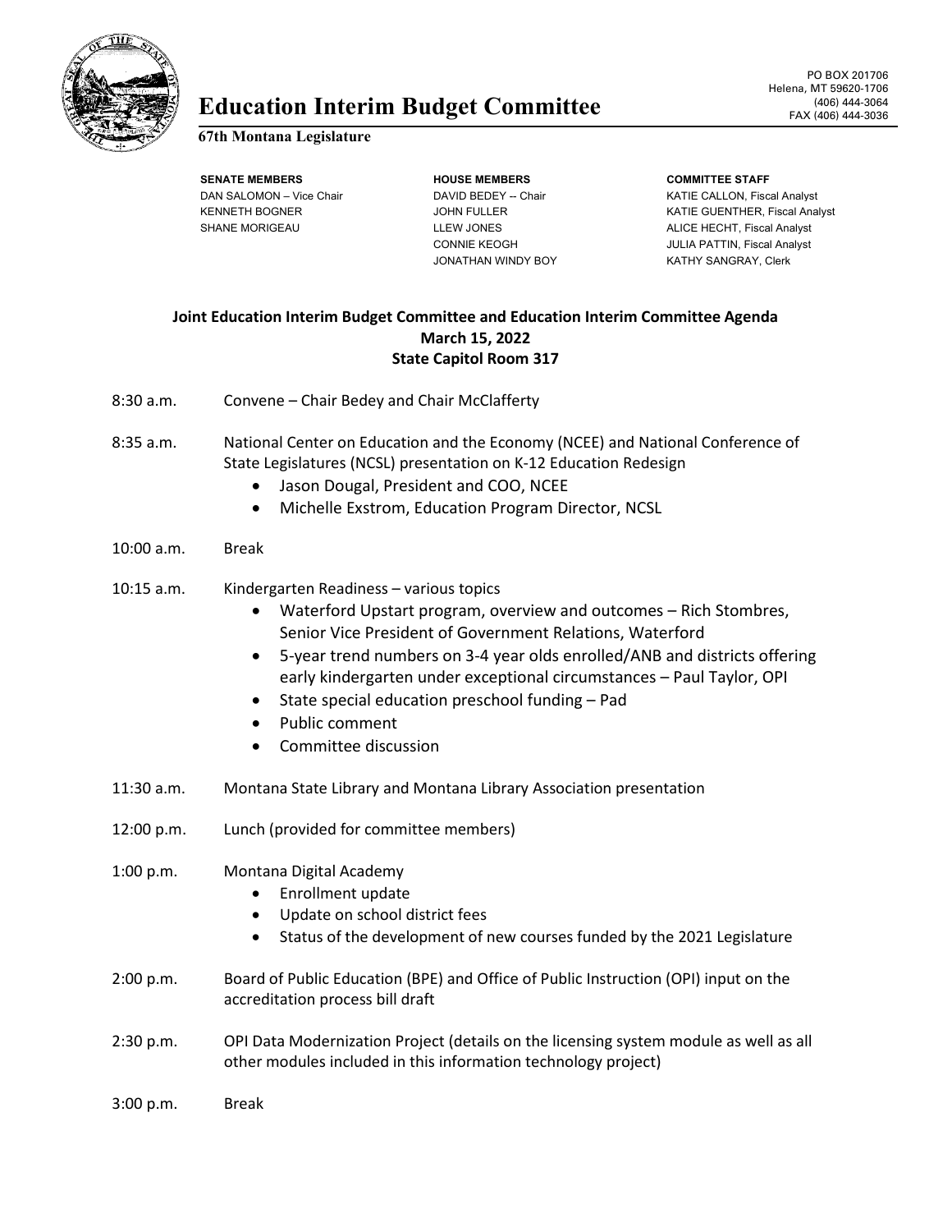# Education Interim Budget Committee

**67th Montana Legislature**

PO BOX 201706
Helena, MT 59620-1706
(406) 444-3064
FAX (406) 444-3036

| SENATE MEMBERS | HOUSE MEMBERS | COMMITTEE STAFF |
|---|---|---|
| DAN SALOMON – Vice Chair | DAVID BEDEY -- Chair | KATIE CALLON, Fiscal Analyst |
| KENNETH BOGNER | JOHN FULLER | KATIE GUENTHER, Fiscal Analyst |
| SHANE MORIGEAU | LLEW JONES | ALICE HECHT, Fiscal Analyst |
| | CONNIE KEOGH | JULIA PATTIN, Fiscal Analyst |
| | JONATHAN WINDY BOY | KATHY SANGRAY, Clerk |

## Joint Education Interim Budget Committee and Education Interim Committee Agenda
**March 15, 2022**
**State Capitol Room 317**

8:30 a.m. Convene – Chair Bedey and Chair McClafferty

8:35 a.m. National Center on Education and the Economy (NCEE) and National Conference of State Legislatures (NCSL) presentation on K-12 Education Redesign
- Jason Dougal, President and COO, NCEE
- Michelle Exstrom, Education Program Director, NCSL

10:00 a.m. Break

10:15 a.m. Kindergarten Readiness – various topics
- Waterford Upstart program, overview and outcomes – Rich Stombres, Senior Vice President of Government Relations, Waterford
- 5-year trend numbers on 3-4 year olds enrolled/ANB and districts offering early kindergarten under exceptional circumstances – Paul Taylor, OPI
- State special education preschool funding – Pad
- Public comment
- Committee discussion

11:30 a.m. Montana State Library and Montana Library Association presentation

12:00 p.m. Lunch (provided for committee members)

1:00 p.m. Montana Digital Academy
- Enrollment update
- Update on school district fees
- Status of the development of new courses funded by the 2021 Legislature

2:00 p.m. Board of Public Education (BPE) and Office of Public Instruction (OPI) input on the accreditation process bill draft

2:30 p.m. OPI Data Modernization Project (details on the licensing system module as well as all other modules included in this information technology project)

3:00 p.m. Break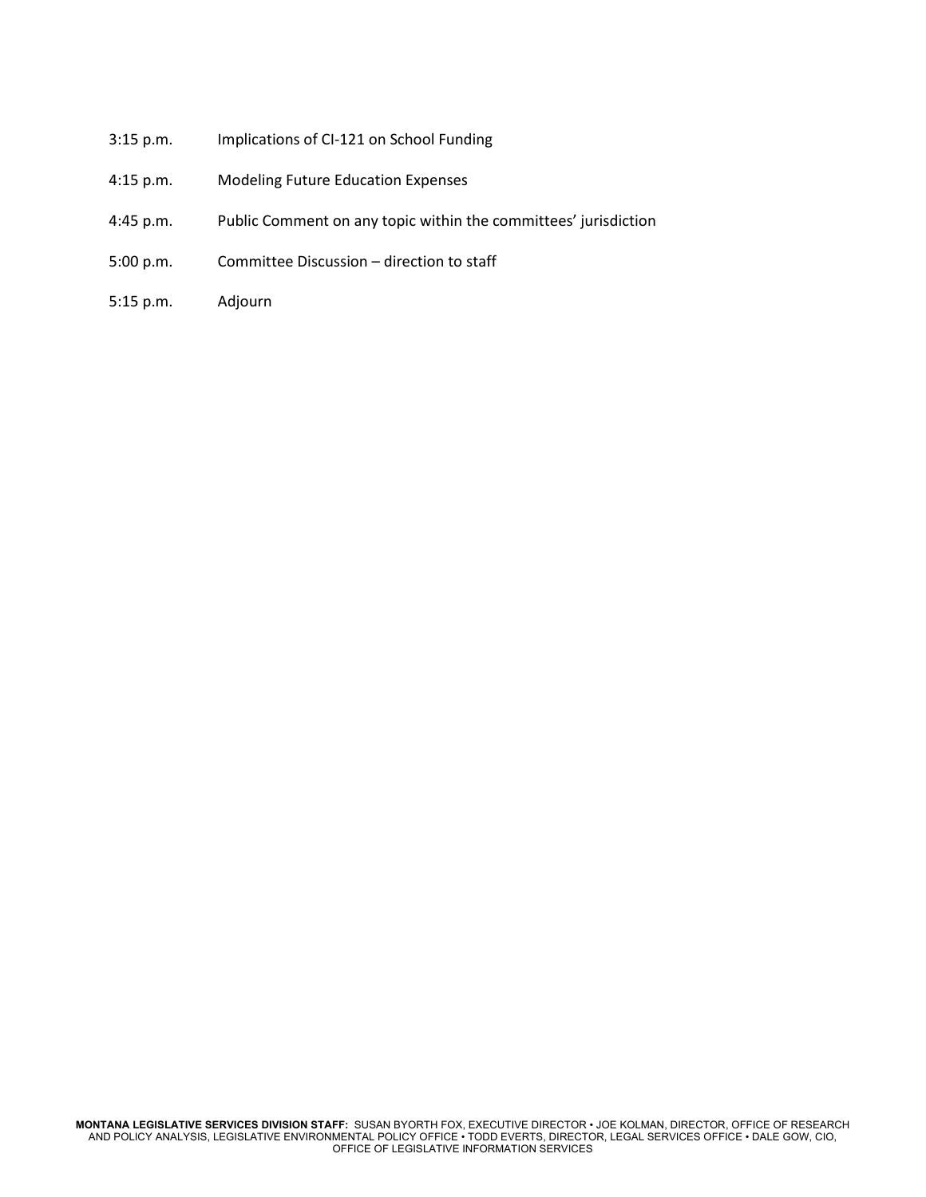3:15 p.m. Implications of CI-121 on School Funding

4:15 p.m. Modeling Future Education Expenses

4:45 p.m. Public Comment on any topic within the committees' jurisdiction

5:00 p.m. Committee Discussion – direction to staff

5:15 p.m. Adjourn

**MONTANA LEGISLATIVE SERVICES DIVISION STAFF:** SUSAN BYORTH FOX, EXECUTIVE DIRECTOR • JOE KOLMAN, DIRECTOR, OFFICE OF RESEARCH AND POLICY ANALYSIS, LEGISLATIVE ENVIRONMENTAL POLICY OFFICE • TODD EVERTS, DIRECTOR, LEGAL SERVICES OFFICE • DALE GOW, CIO, OFFICE OF LEGISLATIVE INFORMATION SERVICES